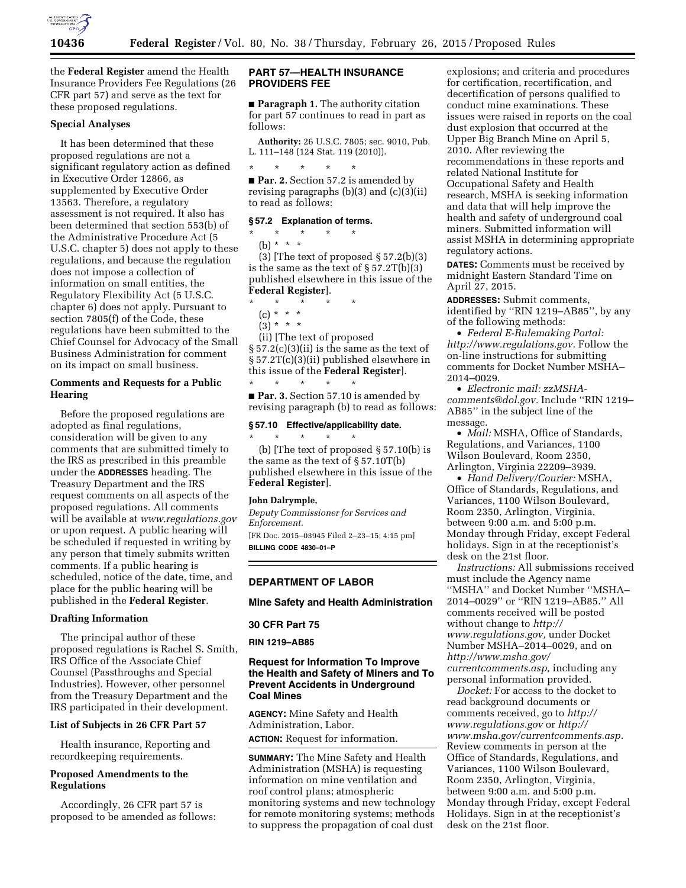the **Federal Register** amend the Health Insurance Providers Fee Regulations (26 CFR part 57) and serve as the text for these proposed regulations.

### Special Analyses

It has been determined that these proposed regulations are not a significant regulatory action as defined in Executive Order 12866, as supplemented by Executive Order 13563. Therefore, a regulatory assessment is not required. It also has been determined that section 553(b) of the Administrative Procedure Act (5 U.S.C. chapter 5) does not apply to these regulations, and because the regulation does not impose a collection of information on small entities, the Regulatory Flexibility Act (5 U.S.C. chapter 6) does not apply. Pursuant to section 7805(f) of the Code, these regulations have been submitted to the Chief Counsel for Advocacy of the Small Business Administration for comment on its impact on small business.

### Comments and Requests for a Public Hearing

Before the proposed regulations are adopted as final regulations, consideration will be given to any comments that are submitted timely to the IRS as prescribed in this preamble under the **ADDRESSES** heading. The Treasury Department and the IRS request comments on all aspects of the proposed regulations. All comments will be available at *www.regulations.gov* or upon request. A public hearing will be scheduled if requested in writing by any person that timely submits written comments. If a public hearing is scheduled, notice of the date, time, and place for the public hearing will be published in the **Federal Register**.

### Drafting Information

The principal author of these proposed regulations is Rachel S. Smith, IRS Office of the Associate Chief Counsel (Passthroughs and Special Industries). However, other personnel from the Treasury Department and the IRS participated in their development.

### List of Subjects in 26 CFR Part 57

Health insurance, Reporting and recordkeeping requirements.

### Proposed Amendments to the Regulations

Accordingly, 26 CFR part 57 is proposed to be amended as follows:

## PART 57—HEALTH INSURANCE PROVIDERS FEE

■ **Paragraph 1.** The authority citation for part 57 continues to read in part as follows:

**Authority:** 26 U.S.C. 7805; sec. 9010, Pub. L. 111–148 (124 Stat. 119 (2010)).

\* \* \* \* \*

■ **Par. 2.** Section 57.2 is amended by revising paragraphs (b)(3) and (c)(3)(ii) to read as follows:

#### § 57.2 Explanation of terms.

\* \* \* \* \*

(b) \* \* \*

(3) [The text of proposed § 57.2(b)(3) is the same as the text of § 57.2T(b)(3) published elsewhere in this issue of the **Federal Register**].

\* \* \* \* \*

(c) \* \* \*

(3) \* \* \*

(ii) [The text of proposed § 57.2(c)(3)(ii) is the same as the text of § 57.2T(c)(3)(ii) published elsewhere in this issue of the **Federal Register**].

\* \* \* \* \*

■ **Par. 3.** Section 57.10 is amended by revising paragraph (b) to read as follows:

#### § 57.10 Effective/applicability date.

\* \* \* \* \*

(b) [The text of proposed § 57.10(b) is the same as the text of § 57.10T(b) published elsewhere in this issue of the **Federal Register**].

**John Dalrymple,**

*Deputy Commissioner for Services and Enforcement.*

[FR Doc. 2015–03945 Filed 2–23–15; 4:15 pm]

**BILLING CODE 4830–01–P**

---

## DEPARTMENT OF LABOR

### Mine Safety and Health Administration

### 30 CFR Part 75

### RIN 1219–AB85

### Request for Information To Improve the Health and Safety of Miners and To Prevent Accidents in Underground Coal Mines

**AGENCY:** Mine Safety and Health Administration, Labor.

**ACTION:** Request for information.

**SUMMARY:** The Mine Safety and Health Administration (MSHA) is requesting information on mine ventilation and roof control plans; atmospheric monitoring systems and new technology for remote monitoring systems; methods to suppress the propagation of coal dust explosions; and criteria and procedures for certification, recertification, and decertification of persons qualified to conduct mine examinations. These issues were raised in reports on the coal dust explosion that occurred at the Upper Big Branch Mine on April 5, 2010. After reviewing the recommendations in these reports and related National Institute for Occupational Safety and Health research, MSHA is seeking information and data that will help improve the health and safety of underground coal miners. Submitted information will assist MSHA in determining appropriate regulatory actions.

**DATES:** Comments must be received by midnight Eastern Standard Time on April 27, 2015.

**ADDRESSES:** Submit comments, identified by ''RIN 1219–AB85'', by any of the following methods:

- *Federal E-Rulemaking Portal: http://www.regulations.gov.* Follow the on-line instructions for submitting comments for Docket Number MSHA–2014–0029.
- *Electronic mail: zzMSHA-comments@dol.gov.* Include ''RIN 1219–AB85'' in the subject line of the message.
- *Mail:* MSHA, Office of Standards, Regulations, and Variances, 1100 Wilson Boulevard, Room 2350, Arlington, Virginia 22209–3939.
- *Hand Delivery/Courier:* MSHA, Office of Standards, Regulations, and Variances, 1100 Wilson Boulevard, Room 2350, Arlington, Virginia, between 9:00 a.m. and 5:00 p.m. Monday through Friday, except Federal holidays. Sign in at the receptionist's desk on the 21st floor.

*Instructions:* All submissions received must include the Agency name ''MSHA'' and Docket Number ''MSHA–2014–0029'' or ''RIN 1219–AB85.'' All comments received will be posted without change to *http://www.regulations.gov,* under Docket Number MSHA–2014–0029, and on *http://www.msha.gov/currentcomments.asp,* including any personal information provided.

*Docket:* For access to the docket to read background documents or comments received, go to *http://www.regulations.gov* or *http://www.msha.gov/currentcomments.asp.* Review comments in person at the Office of Standards, Regulations, and Variances, 1100 Wilson Boulevard, Room 2350, Arlington, Virginia, between 9:00 a.m. and 5:00 p.m. Monday through Friday, except Federal Holidays. Sign in at the receptionist's desk on the 21st floor.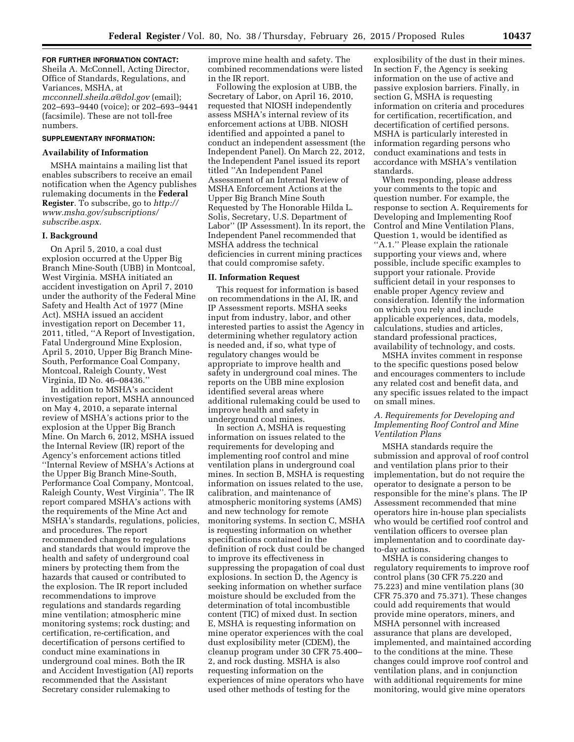**FOR FURTHER INFORMATION CONTACT:** Sheila A. McConnell, Acting Director, Office of Standards, Regulations, and Variances, MSHA, at *mcconnell.sheila.a@dol.gov* (email); 202–693–9440 (voice); or 202–693–9441 (facsimile). These are not toll-free numbers.

**SUPPLEMENTARY INFORMATION:**

## Availability of Information

MSHA maintains a mailing list that enables subscribers to receive an email notification when the Agency publishes rulemaking documents in the **Federal Register**. To subscribe, go to *http://www.msha.gov/subscriptions/subscribe.aspx.*

## I. Background

On April 5, 2010, a coal dust explosion occurred at the Upper Big Branch Mine-South (UBB) in Montcoal, West Virginia. MSHA initiated an accident investigation on April 7, 2010 under the authority of the Federal Mine Safety and Health Act of 1977 (Mine Act). MSHA issued an accident investigation report on December 11, 2011, titled, ''A Report of Investigation, Fatal Underground Mine Explosion, April 5, 2010, Upper Big Branch Mine-South, Performance Coal Company, Montcoal, Raleigh County, West Virginia, ID No. 46–08436.''

In addition to MSHA's accident investigation report, MSHA announced on May 4, 2010, a separate internal review of MSHA's actions prior to the explosion at the Upper Big Branch Mine. On March 6, 2012, MSHA issued the Internal Review (IR) report of the Agency's enforcement actions titled ''Internal Review of MSHA's Actions at the Upper Big Branch Mine-South, Performance Coal Company, Montcoal, Raleigh County, West Virginia''. The IR report compared MSHA's actions with the requirements of the Mine Act and MSHA's standards, regulations, policies, and procedures. The report recommended changes to regulations and standards that would improve the health and safety of underground coal miners by protecting them from the hazards that caused or contributed to the explosion. The IR report included recommendations to improve regulations and standards regarding mine ventilation; atmospheric mine monitoring systems; rock dusting; and certification, re-certification, and decertification of persons certified to conduct mine examinations in underground coal mines. Both the IR and Accident Investigation (AI) reports recommended that the Assistant Secretary consider rulemaking to improve mine health and safety. The combined recommendations were listed in the IR report.

Following the explosion at UBB, the Secretary of Labor, on April 16, 2010, requested that NIOSH independently assess MSHA's internal review of its enforcement actions at UBB. NIOSH identified and appointed a panel to conduct an independent assessment (the Independent Panel). On March 22, 2012, the Independent Panel issued its report titled ''An Independent Panel Assessment of an Internal Review of MSHA Enforcement Actions at the Upper Big Branch Mine South Requested by The Honorable Hilda L. Solis, Secretary, U.S. Department of Labor'' (IP Assessment). In its report, the Independent Panel recommended that MSHA address the technical deficiencies in current mining practices that could compromise safety.

## II. Information Request

This request for information is based on recommendations in the AI, IR, and IP Assessment reports. MSHA seeks input from industry, labor, and other interested parties to assist the Agency in determining whether regulatory action is needed and, if so, what type of regulatory changes would be appropriate to improve health and safety in underground coal mines. The reports on the UBB mine explosion identified several areas where additional rulemaking could be used to improve health and safety in underground coal mines.

In section A, MSHA is requesting information on issues related to the requirements for developing and implementing roof control and mine ventilation plans in underground coal mines. In section B, MSHA is requesting information on issues related to the use, calibration, and maintenance of atmospheric monitoring systems (AMS) and new technology for remote monitoring systems. In section C, MSHA is requesting information on whether specifications contained in the definition of rock dust could be changed to improve its effectiveness in suppressing the propagation of coal dust explosions. In section D, the Agency is seeking information on whether surface moisture should be excluded from the determination of total incombustible content (TIC) of mixed dust. In section E, MSHA is requesting information on mine operator experiences with the coal dust explosibility meter (CDEM), the cleanup program under 30 CFR 75.400–2, and rock dusting. MSHA is also requesting information on the experiences of mine operators who have used other methods of testing for the explosibility of the dust in their mines. In section F, the Agency is seeking information on the use of active and passive explosion barriers. Finally, in section G, MSHA is requesting information on criteria and procedures for certification, recertification, and decertification of certified persons. MSHA is particularly interested in information regarding persons who conduct examinations and tests in accordance with MSHA's ventilation standards.

When responding, please address your comments to the topic and question number. For example, the response to section A. Requirements for Developing and Implementing Roof Control and Mine Ventilation Plans, Question 1, would be identified as ''A.1.'' Please explain the rationale supporting your views and, where possible, include specific examples to support your rationale. Provide sufficient detail in your responses to enable proper Agency review and consideration. Identify the information on which you rely and include applicable experiences, data, models, calculations, studies and articles, standard professional practices, availability of technology, and costs.

MSHA invites comment in response to the specific questions posed below and encourages commenters to include any related cost and benefit data, and any specific issues related to the impact on small mines.

### *A. Requirements for Developing and Implementing Roof Control and Mine Ventilation Plans*

MSHA standards require the submission and approval of roof control and ventilation plans prior to their implementation, but do not require the operator to designate a person to be responsible for the mine's plans. The IP Assessment recommended that mine operators hire in-house plan specialists who would be certified roof control and ventilation officers to oversee plan implementation and to coordinate day-to-day actions.

MSHA is considering changes to regulatory requirements to improve roof control plans (30 CFR 75.220 and 75.223) and mine ventilation plans (30 CFR 75.370 and 75.371). These changes could add requirements that would provide mine operators, miners, and MSHA personnel with increased assurance that plans are developed, implemented, and maintained according to the conditions at the mine. These changes could improve roof control and ventilation plans, and in conjunction with additional requirements for mine monitoring, would give mine operators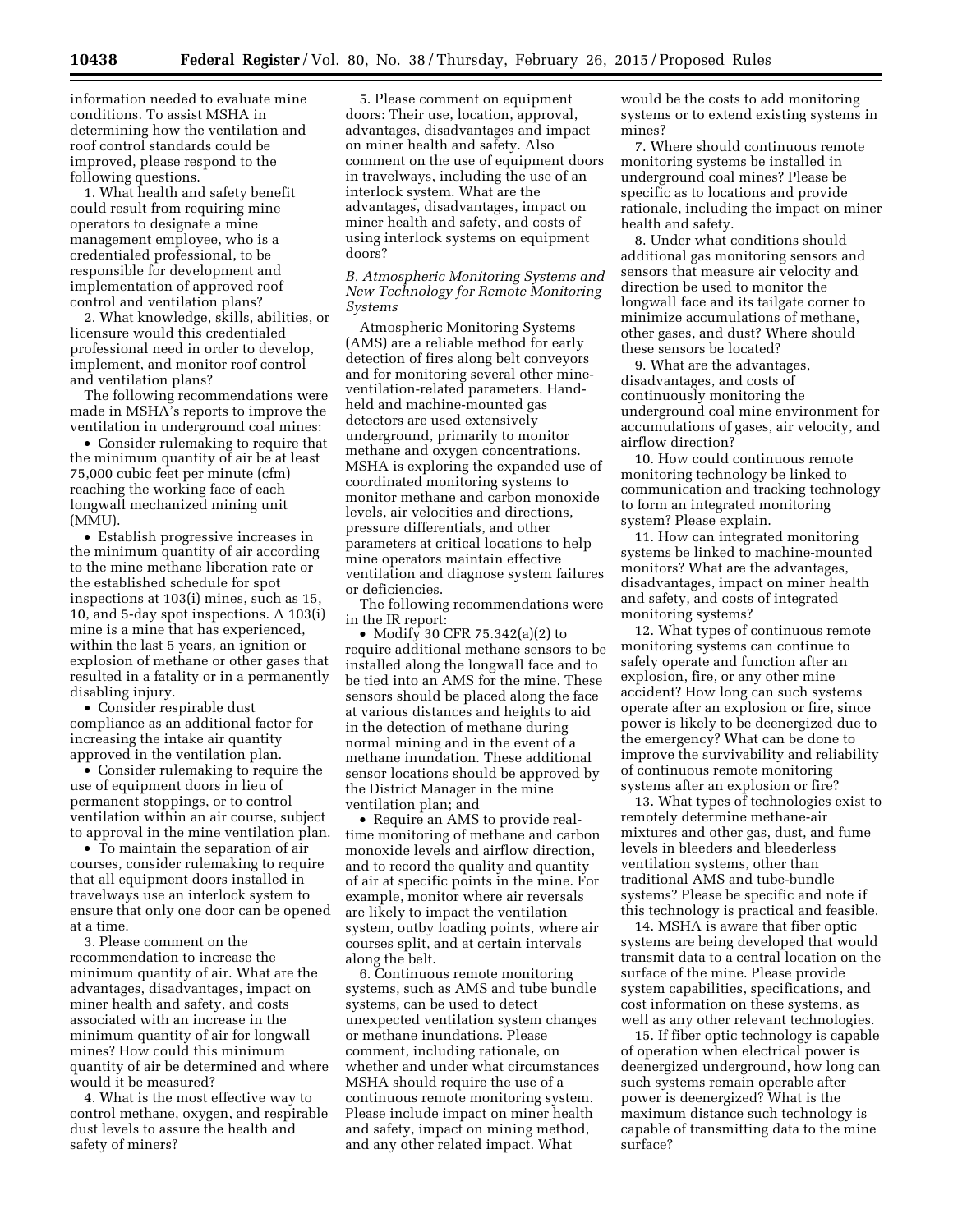information needed to evaluate mine conditions. To assist MSHA in determining how the ventilation and roof control standards could be improved, please respond to the following questions.

1. What health and safety benefit could result from requiring mine operators to designate a mine management employee, who is a credentialed professional, to be responsible for development and implementation of approved roof control and ventilation plans?

2. What knowledge, skills, abilities, or licensure would this credentialed professional need in order to develop, implement, and monitor roof control and ventilation plans?

The following recommendations were made in MSHA's reports to improve the ventilation in underground coal mines:

- Consider rulemaking to require that the minimum quantity of air be at least 75,000 cubic feet per minute (cfm) reaching the working face of each longwall mechanized mining unit (MMU).
- Establish progressive increases in the minimum quantity of air according to the mine methane liberation rate or the established schedule for spot inspections at 103(i) mines, such as 15, 10, and 5-day spot inspections. A 103(i) mine is a mine that has experienced, within the last 5 years, an ignition or explosion of methane or other gases that resulted in a fatality or in a permanently disabling injury.
- Consider respirable dust compliance as an additional factor for increasing the intake air quantity approved in the ventilation plan.
- Consider rulemaking to require the use of equipment doors in lieu of permanent stoppings, or to control ventilation within an air course, subject to approval in the mine ventilation plan.
- To maintain the separation of air courses, consider rulemaking to require that all equipment doors installed in travelways use an interlock system to ensure that only one door can be opened at a time.

3. Please comment on the recommendation to increase the minimum quantity of air. What are the advantages, disadvantages, impact on miner health and safety, and costs associated with an increase in the minimum quantity of air for longwall mines? How could this minimum quantity of air be determined and where would it be measured?

4. What is the most effective way to control methane, oxygen, and respirable dust levels to assure the health and safety of miners?

5. Please comment on equipment doors: Their use, location, approval, advantages, disadvantages and impact on miner health and safety. Also comment on the use of equipment doors in travelways, including the use of an interlock system. What are the advantages, disadvantages, impact on miner health and safety, and costs of using interlock systems on equipment doors?

### *B. Atmospheric Monitoring Systems and New Technology for Remote Monitoring Systems*

Atmospheric Monitoring Systems (AMS) are a reliable method for early detection of fires along belt conveyors and for monitoring several other mine-ventilation-related parameters. Hand-held and machine-mounted gas detectors are used extensively underground, primarily to monitor methane and oxygen concentrations. MSHA is exploring the expanded use of coordinated monitoring systems to monitor methane and carbon monoxide levels, air velocities and directions, pressure differentials, and other parameters at critical locations to help mine operators maintain effective ventilation and diagnose system failures or deficiencies.

The following recommendations were in the IR report:

- Modify 30 CFR 75.342(a)(2) to require additional methane sensors to be installed along the longwall face and to be tied into an AMS for the mine. These sensors should be placed along the face at various distances and heights to aid in the detection of methane during normal mining and in the event of a methane inundation. These additional sensor locations should be approved by the District Manager in the mine ventilation plan; and
- Require an AMS to provide real-time monitoring of methane and carbon monoxide levels and airflow direction, and to record the quality and quantity of air at specific points in the mine. For example, monitor where air reversals are likely to impact the ventilation system, outby loading points, where air courses split, and at certain intervals along the belt.

6. Continuous remote monitoring systems, such as AMS and tube bundle systems, can be used to detect unexpected ventilation system changes or methane inundations. Please comment, including rationale, on whether and under what circumstances MSHA should require the use of a continuous remote monitoring system. Please include impact on miner health and safety, impact on mining method, and any other related impact. What would be the costs to add monitoring systems or to extend existing systems in mines?

7. Where should continuous remote monitoring systems be installed in underground coal mines? Please be specific as to locations and provide rationale, including the impact on miner health and safety.

8. Under what conditions should additional gas monitoring sensors and sensors that measure air velocity and direction be used to monitor the longwall face and its tailgate corner to minimize accumulations of methane, other gases, and dust? Where should these sensors be located?

9. What are the advantages, disadvantages, and costs of continuously monitoring the underground coal mine environment for accumulations of gases, air velocity, and airflow direction?

10. How could continuous remote monitoring technology be linked to communication and tracking technology to form an integrated monitoring system? Please explain.

11. How can integrated monitoring systems be linked to machine-mounted monitors? What are the advantages, disadvantages, impact on miner health and safety, and costs of integrated monitoring systems?

12. What types of continuous remote monitoring systems can continue to safely operate and function after an explosion, fire, or any other mine accident? How long can such systems operate after an explosion or fire, since power is likely to be deenergized due to the emergency? What can be done to improve the survivability and reliability of continuous remote monitoring systems after an explosion or fire?

13. What types of technologies exist to remotely determine methane-air mixtures and other gas, dust, and fume levels in bleeders and bleederless ventilation systems, other than traditional AMS and tube-bundle systems? Please be specific and note if this technology is practical and feasible.

14. MSHA is aware that fiber optic systems are being developed that would transmit data to a central location on the surface of the mine. Please provide system capabilities, specifications, and cost information on these systems, as well as any other relevant technologies.

15. If fiber optic technology is capable of operation when electrical power is deenergized underground, how long can such systems remain operable after power is deenergized? What is the maximum distance such technology is capable of transmitting data to the mine surface?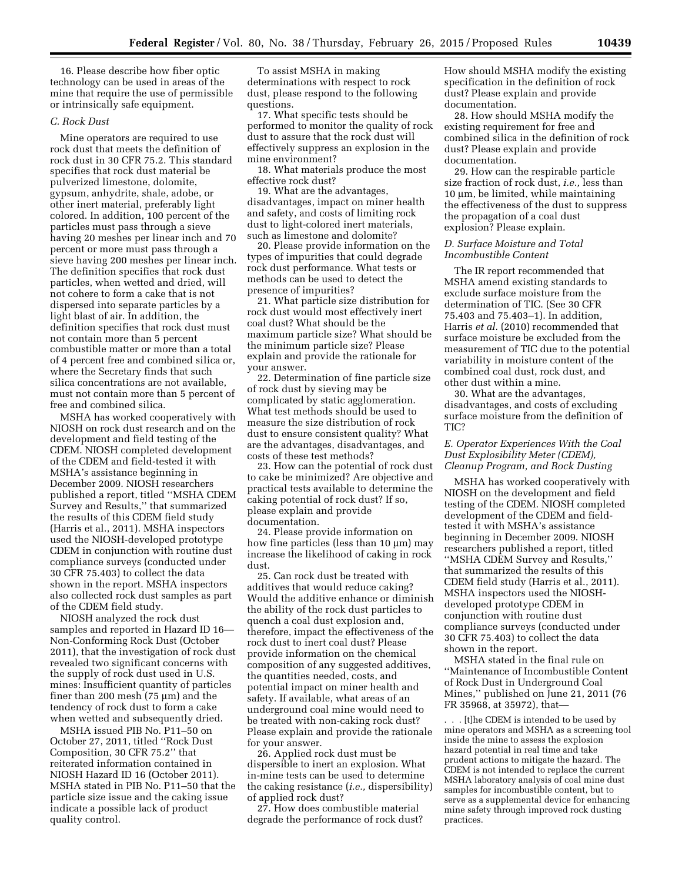16. Please describe how fiber optic technology can be used in areas of the mine that require the use of permissible or intrinsically safe equipment.

### *C. Rock Dust*

Mine operators are required to use rock dust that meets the definition of rock dust in 30 CFR 75.2. This standard specifies that rock dust material be pulverized limestone, dolomite, gypsum, anhydrite, shale, adobe, or other inert material, preferably light colored. In addition, 100 percent of the particles must pass through a sieve having 20 meshes per linear inch and 70 percent or more must pass through a sieve having 200 meshes per linear inch. The definition specifies that rock dust particles, when wetted and dried, will not cohere to form a cake that is not dispersed into separate particles by a light blast of air. In addition, the definition specifies that rock dust must not contain more than 5 percent combustible matter or more than a total of 4 percent free and combined silica or, where the Secretary finds that such silica concentrations are not available, must not contain more than 5 percent of free and combined silica.

MSHA has worked cooperatively with NIOSH on rock dust research and on the development and field testing of the CDEM. NIOSH completed development of the CDEM and field-tested it with MSHA's assistance beginning in December 2009. NIOSH researchers published a report, titled ''MSHA CDEM Survey and Results,'' that summarized the results of this CDEM field study (Harris et al., 2011). MSHA inspectors used the NIOSH-developed prototype CDEM in conjunction with routine dust compliance surveys (conducted under 30 CFR 75.403) to collect the data shown in the report. MSHA inspectors also collected rock dust samples as part of the CDEM field study.

NIOSH analyzed the rock dust samples and reported in Hazard ID 16—Non-Conforming Rock Dust (October 2011), that the investigation of rock dust revealed two significant concerns with the supply of rock dust used in U.S. mines: Insufficient quantity of particles finer than 200 mesh (75 µm) and the tendency of rock dust to form a cake when wetted and subsequently dried.

MSHA issued PIB No. P11–50 on October 27, 2011, titled ''Rock Dust Composition, 30 CFR 75.2'' that reiterated information contained in NIOSH Hazard ID 16 (October 2011). MSHA stated in PIB No. P11–50 that the particle size issue and the caking issue indicate a possible lack of product quality control.

To assist MSHA in making determinations with respect to rock dust, please respond to the following questions.

17. What specific tests should be performed to monitor the quality of rock dust to assure that the rock dust will effectively suppress an explosion in the mine environment?

18. What materials produce the most effective rock dust?

19. What are the advantages, disadvantages, impact on miner health and safety, and costs of limiting rock dust to light-colored inert materials, such as limestone and dolomite?

20. Please provide information on the types of impurities that could degrade rock dust performance. What tests or methods can be used to detect the presence of impurities?

21. What particle size distribution for rock dust would most effectively inert coal dust? What should be the maximum particle size? What should be the minimum particle size? Please explain and provide the rationale for your answer.

22. Determination of fine particle size of rock dust by sieving may be complicated by static agglomeration. What test methods should be used to measure the size distribution of rock dust to ensure consistent quality? What are the advantages, disadvantages, and costs of these test methods?

23. How can the potential of rock dust to cake be minimized? Are objective and practical tests available to determine the caking potential of rock dust? If so, please explain and provide documentation.

24. Please provide information on how fine particles (less than 10 µm) may increase the likelihood of caking in rock dust.

25. Can rock dust be treated with additives that would reduce caking? Would the additive enhance or diminish the ability of the rock dust particles to quench a coal dust explosion and, therefore, impact the effectiveness of the rock dust to inert coal dust? Please provide information on the chemical composition of any suggested additives, the quantities needed, costs, and potential impact on miner health and safety. If available, what areas of an underground coal mine would need to be treated with non-caking rock dust? Please explain and provide the rationale for your answer.

26. Applied rock dust must be dispersible to inert an explosion. What in-mine tests can be used to determine the caking resistance (*i.e.,* dispersibility) of applied rock dust?

27. How does combustible material degrade the performance of rock dust? How should MSHA modify the existing specification in the definition of rock dust? Please explain and provide documentation.

28. How should MSHA modify the existing requirement for free and combined silica in the definition of rock dust? Please explain and provide documentation.

29. How can the respirable particle size fraction of rock dust, *i.e.,* less than 10 µm, be limited, while maintaining the effectiveness of the dust to suppress the propagation of a coal dust explosion? Please explain.

### *D. Surface Moisture and Total Incombustible Content*

The IR report recommended that MSHA amend existing standards to exclude surface moisture from the determination of TIC. (See 30 CFR 75.403 and 75.403–1). In addition, Harris *et al.* (2010) recommended that surface moisture be excluded from the measurement of TIC due to the potential variability in moisture content of the combined coal dust, rock dust, and other dust within a mine.

30. What are the advantages, disadvantages, and costs of excluding surface moisture from the definition of TIC?

### *E. Operator Experiences With the Coal Dust Explosibility Meter (CDEM), Cleanup Program, and Rock Dusting*

MSHA has worked cooperatively with NIOSH on the development and field testing of the CDEM. NIOSH completed development of the CDEM and field-tested it with MSHA's assistance beginning in December 2009. NIOSH researchers published a report, titled ''MSHA CDEM Survey and Results,'' that summarized the results of this CDEM field study (Harris et al., 2011). MSHA inspectors used the NIOSH-developed prototype CDEM in conjunction with routine dust compliance surveys (conducted under 30 CFR 75.403) to collect the data shown in the report.

MSHA stated in the final rule on ''Maintenance of Incombustible Content of Rock Dust in Underground Coal Mines,'' published on June 21, 2011 (76 FR 35968, at 35972), that—

> . . . [t]he CDEM is intended to be used by mine operators and MSHA as a screening tool inside the mine to assess the explosion hazard potential in real time and take prudent actions to mitigate the hazard. The CDEM is not intended to replace the current MSHA laboratory analysis of coal mine dust samples for incombustible content, but to serve as a supplemental device for enhancing mine safety through improved rock dusting practices.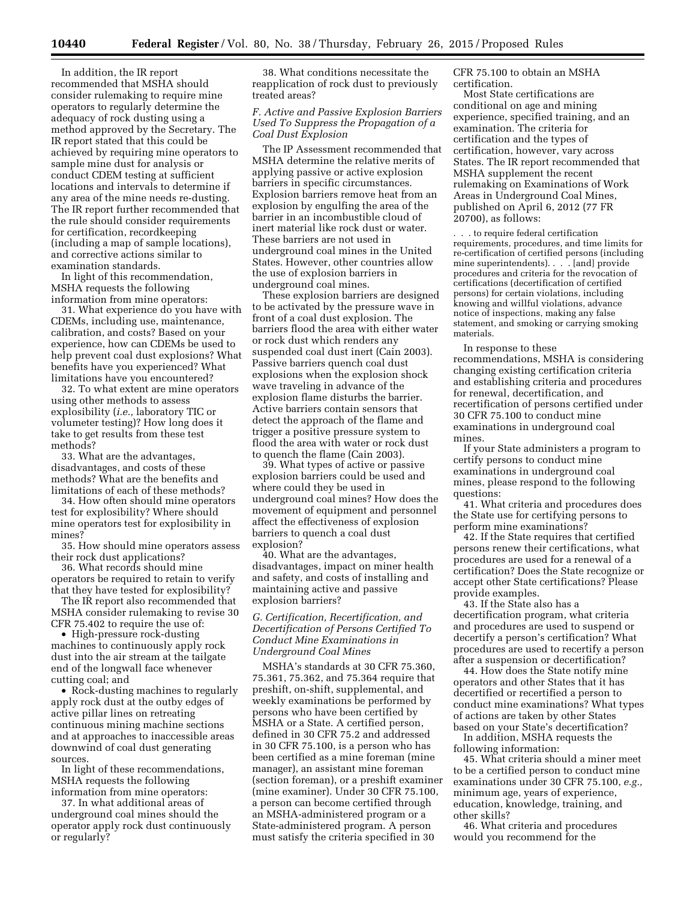In addition, the IR report recommended that MSHA should consider rulemaking to require mine operators to regularly determine the adequacy of rock dusting using a method approved by the Secretary. The IR report stated that this could be achieved by requiring mine operators to sample mine dust for analysis or conduct CDEM testing at sufficient locations and intervals to determine if any area of the mine needs re-dusting. The IR report further recommended that the rule should consider requirements for certification, recordkeeping (including a map of sample locations), and corrective actions similar to examination standards.

In light of this recommendation, MSHA requests the following information from mine operators:

31. What experience do you have with CDEMs, including use, maintenance, calibration, and costs? Based on your experience, how can CDEMs be used to help prevent coal dust explosions? What benefits have you experienced? What limitations have you encountered?

32. To what extent are mine operators using other methods to assess explosibility (*i.e.,* laboratory TIC or volumeter testing)? How long does it take to get results from these test methods?

33. What are the advantages, disadvantages, and costs of these methods? What are the benefits and limitations of each of these methods?

34. How often should mine operators test for explosibility? Where should mine operators test for explosibility in mines?

35. How should mine operators assess their rock dust applications?

36. What records should mine operators be required to retain to verify that they have tested for explosibility?

The IR report also recommended that MSHA consider rulemaking to revise 30 CFR 75.402 to require the use of:

- High-pressure rock-dusting machines to continuously apply rock dust into the air stream at the tailgate end of the longwall face whenever cutting coal; and
- Rock-dusting machines to regularly apply rock dust at the outby edges of active pillar lines on retreating continuous mining machine sections and at approaches to inaccessible areas downwind of coal dust generating sources.

In light of these recommendations, MSHA requests the following information from mine operators:

37. In what additional areas of underground coal mines should the operator apply rock dust continuously or regularly?

38. What conditions necessitate the reapplication of rock dust to previously treated areas?

### *F. Active and Passive Explosion Barriers Used To Suppress the Propagation of a Coal Dust Explosion*

The IP Assessment recommended that MSHA determine the relative merits of applying passive or active explosion barriers in specific circumstances. Explosion barriers remove heat from an explosion by engulfing the area of the barrier in an incombustible cloud of inert material like rock dust or water. These barriers are not used in underground coal mines in the United States. However, other countries allow the use of explosion barriers in underground coal mines.

These explosion barriers are designed to be activated by the pressure wave in front of a coal dust explosion. The barriers flood the area with either water or rock dust which renders any suspended coal dust inert (Cain 2003). Passive barriers quench coal dust explosions when the explosion shock wave traveling in advance of the explosion flame disturbs the barrier. Active barriers contain sensors that detect the approach of the flame and trigger a positive pressure system to flood the area with water or rock dust to quench the flame (Cain 2003).

39. What types of active or passive explosion barriers could be used and where could they be used in underground coal mines? How does the movement of equipment and personnel affect the effectiveness of explosion barriers to quench a coal dust explosion?

40. What are the advantages, disadvantages, impact on miner health and safety, and costs of installing and maintaining active and passive explosion barriers?

### *G. Certification, Recertification, and Decertification of Persons Certified To Conduct Mine Examinations in Underground Coal Mines*

MSHA's standards at 30 CFR 75.360, 75.361, 75.362, and 75.364 require that preshift, on-shift, supplemental, and weekly examinations be performed by persons who have been certified by MSHA or a State. A certified person, defined in 30 CFR 75.2 and addressed in 30 CFR 75.100, is a person who has been certified as a mine foreman (mine manager), an assistant mine foreman (section foreman), or a preshift examiner (mine examiner). Under 30 CFR 75.100, a person can become certified through an MSHA-administered program or a State-administered program. A person must satisfy the criteria specified in 30 CFR 75.100 to obtain an MSHA certification.

Most State certifications are conditional on age and mining experience, specified training, and an examination. The criteria for certification and the types of certification, however, vary across States. The IR report recommended that MSHA supplement the recent rulemaking on Examinations of Work Areas in Underground Coal Mines, published on April 6, 2012 (77 FR 20700), as follows:

> . . . to require federal certification requirements, procedures, and time limits for re-certification of certified persons (including mine superintendents). . . . [and] provide procedures and criteria for the revocation of certifications (decertification of certified persons) for certain violations, including knowing and willful violations, advance notice of inspections, making any false statement, and smoking or carrying smoking materials.

In response to these recommendations, MSHA is considering changing existing certification criteria and establishing criteria and procedures for renewal, decertification, and recertification of persons certified under 30 CFR 75.100 to conduct mine examinations in underground coal mines.

If your State administers a program to certify persons to conduct mine examinations in underground coal mines, please respond to the following questions:

41. What criteria and procedures does the State use for certifying persons to perform mine examinations?

42. If the State requires that certified persons renew their certifications, what procedures are used for a renewal of a certification? Does the State recognize or accept other State certifications? Please provide examples.

43. If the State also has a decertification program, what criteria and procedures are used to suspend or decertify a person's certification? What procedures are used to recertify a person after a suspension or decertification?

44. How does the State notify mine operators and other States that it has decertified or recertified a person to conduct mine examinations? What types of actions are taken by other States based on your State's decertification?

In addition, MSHA requests the following information:

45. What criteria should a miner meet to be a certified person to conduct mine examinations under 30 CFR 75.100, *e.g.,* minimum age, years of experience, education, knowledge, training, and other skills?

46. What criteria and procedures would you recommend for the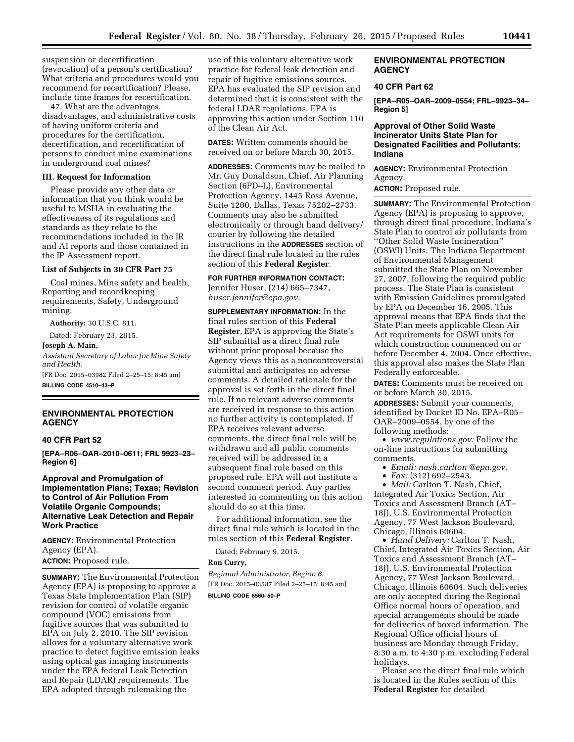suspension or decertification (revocation) of a person's certification? What criteria and procedures would you recommend for recertification? Please, include time frames for recertification.

47. What are the advantages, disadvantages, and administrative costs of having uniform criteria and procedures for the certification, decertification, and recertification of persons to conduct mine examinations in underground coal mines?

### III. Request for Information

Please provide any other data or information that you think would be useful to MSHA in evaluating the effectiveness of its regulations and standards as they relate to the recommendations included in the IR and AI reports and those contained in the IP Assessment report.

### List of Subjects in 30 CFR Part 75

Coal mines, Mine safety and health, Reporting and recordkeeping requirements, Safety, Underground mining.

**Authority:** 30 U.S.C. 811.

Dated: February 23, 2015.

**Joseph A. Main,**

*Assistant Secretary of Labor for Mine Safety and Health.*

[FR Doc. 2015–03982 Filed 2–25–15; 8:45 am]

**BILLING CODE 4510–43–P**

---

## ENVIRONMENTAL PROTECTION AGENCY

### 40 CFR Part 52

**[EPA–R06–OAR–2010–0611; FRL 9923–23–Region 6]**

### Approval and Promulgation of Implementation Plans; Texas; Revision to Control of Air Pollution From Volatile Organic Compounds; Alternative Leak Detection and Repair Work Practice

**AGENCY:** Environmental Protection Agency (EPA).

**ACTION:** Proposed rule.

**SUMMARY:** The Environmental Protection Agency (EPA) is proposing to approve a Texas State Implementation Plan (SIP) revision for control of volatile organic compound (VOC) emissions from fugitive sources that was submitted to EPA on July 2, 2010. The SIP revision allows for a voluntary alternative work practice to detect fugitive emission leaks using optical gas imaging instruments under the EPA federal Leak Detection and Repair (LDAR) requirements. The EPA adopted through rulemaking the use of this voluntary alternative work practice for federal leak detection and repair of fugitive emissions sources. EPA has evaluated the SIP revision and determined that it is consistent with the federal LDAR regulations. EPA is approving this action under Section 110 of the Clean Air Act.

**DATES:** Written comments should be received on or before March 30, 2015.

**ADDRESSES:** Comments may be mailed to Mr. Guy Donaldson, Chief, Air Planning Section (6PD–L), Environmental Protection Agency, 1445 Ross Avenue, Suite 1200, Dallas, Texas 75202–2733. Comments may also be submitted electronically or through hand delivery/courier by following the detailed instructions in the **ADDRESSES** section of the direct final rule located in the rules section of this **Federal Register**.

**FOR FURTHER INFORMATION CONTACT:** Jennifer Huser, (214) 665–7347, *huser.jennifer@epa.gov.*

**SUPPLEMENTARY INFORMATION:** In the final rules section of this **Federal Register**, EPA is approving the State's SIP submittal as a direct final rule without prior proposal because the Agency views this as a noncontroversial submittal and anticipates no adverse comments. A detailed rationale for the approval is set forth in the direct final rule. If no relevant adverse comments are received in response to this action no further activity is contemplated. If EPA receives relevant adverse comments, the direct final rule will be withdrawn and all public comments received will be addressed in a subsequent final rule based on this proposed rule. EPA will not institute a second comment period. Any parties interested in commenting on this action should do so at this time.

For additional information, see the direct final rule which is located in the rules section of this **Federal Register**.

Dated: February 9, 2015.

**Ron Curry,**

*Regional Administrator, Region 6.*

[FR Doc. 2015–03587 Filed 2–25–15; 8:45 am]

**BILLING CODE 6560–50–P**

---

## ENVIRONMENTAL PROTECTION AGENCY

### 40 CFR Part 62

**[EPA–R05–OAR–2009–0554; FRL–9923–34–Region 5]**

### Approval of Other Solid Waste Incinerator Units State Plan for Designated Facilities and Pollutants: Indiana

**AGENCY:** Environmental Protection Agency.

**ACTION:** Proposed rule.

**SUMMARY:** The Environmental Protection Agency (EPA) is proposing to approve, through direct final procedure, Indiana's State Plan to control air pollutants from ''Other Solid Waste Incineration'' (OSWI) Units. The Indiana Department of Environmental Management submitted the State Plan on November 27, 2007, following the required public process. The State Plan is consistent with Emission Guidelines promulgated by EPA on December 16, 2005. This approval means that EPA finds that the State Plan meets applicable Clean Air Act requirements for OSWI units for which construction commenced on or before December 4, 2004. Once effective, this approval also makes the State Plan Federally enforceable.

**DATES:** Comments must be received on or before March 30, 2015.

**ADDRESSES:** Submit your comments, identified by Docket ID No. EPA–R05–OAR–2009–0554, by one of the following methods:

- *www.regulations.gov:* Follow the on-line instructions for submitting comments.
- *Email: nash.carlton @epa.gov.*
- *Fax:* (312) 692–2543.
- *Mail:* Carlton T. Nash, Chief, Integrated Air Toxics Section, Air Toxics and Assessment Branch (AT–18J), U.S. Environmental Protection Agency, 77 West Jackson Boulevard, Chicago, Illinois 60604.
- *Hand Delivery:* Carlton T. Nash, Chief, Integrated Air Toxics Section, Air Toxics and Assessment Branch (AT–18J), U.S. Environmental Protection Agency, 77 West Jackson Boulevard, Chicago, Illinois 60604. Such deliveries are only accepted during the Regional Office normal hours of operation, and special arrangements should be made for deliveries of boxed information. The Regional Office official hours of business are Monday through Friday, 8:30 a.m. to 4:30 p.m. excluding Federal holidays.

Please see the direct final rule which is located in the Rules section of this **Federal Register** for detailed